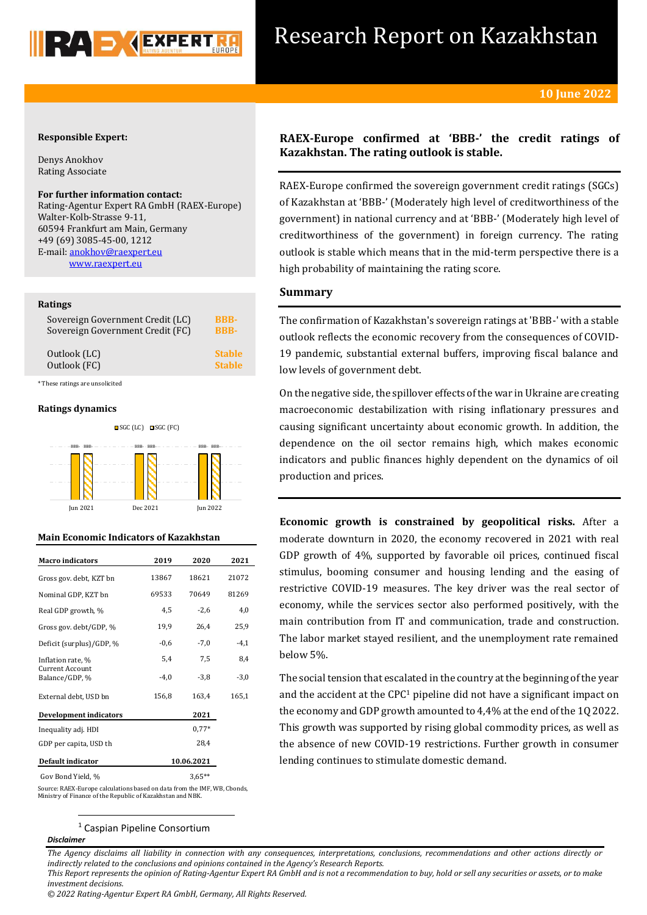# Research Report on Kazakhstan

**10 June 2022**

**Responsible Expert:**

Denys Anokhov
Rating Associate

**For further information contact:**
Rating-Agentur Expert RA GmbH (RAEX-Europe)
Walter-Kolb-Strasse 9-11,
60594 Frankfurt am Main, Germany
+49 (69) 3085-45-00, 1212
E-mail: anokhov@raexpert.eu
www.raexpert.eu

**Ratings**

| | |
|---|---|
| Sovereign Government Credit (LC) | BBB- |
| Sovereign Government Credit (FC) | BBB- |
| Outlook (LC) | Stable |
| Outlook (FC) | Stable |

*These ratings are unsolicited

**Ratings dynamics**

| | SGC (LC) | SGC (FC) |
|---|---|---|
| Jun 2021 | BBB- | BBB- |
| Dec 2021 | BBB- | BBB- |
| Jun 2022 | BBB- | BBB- |

**Main Economic Indicators of Kazakhstan**

| Macro indicators | 2019 | 2020 | 2021 |
|---|---|---|---|
| Gross gov. debt, KZT bn | 13867 | 18621 | 21072 |
| Nominal GDP, KZT bn | 69533 | 70649 | 81269 |
| Real GDP growth, % | 4,5 | -2,6 | 4,0 |
| Gross gov. debt/GDP, % | 19,9 | 26,4 | 25,9 |
| Deficit (surplus)/GDP, % | -0,6 | -7,0 | -4,1 |
| Inflation rate, % | 5,4 | 7,5 | 8,4 |
| Current Account Balance/GDP, % | -4,0 | -3,8 | -3,0 |
| External debt, USD bn | 156,8 | 163,4 | 165,1 |
| **Development indicators** | | | **2021** |
| Inequality adj. HDI | | | 0,77* |
| GDP per capita, USD th | | | 28,4 |
| **Default indicator** | | | **10.06.2021** |
| Gov Bond Yield, % | | | 3,65** |

Source: RAEX-Europe calculations based on data from the IMF, WB, Cbonds, Ministry of Finance of the Republic of Kazakhstan and NBK.

## RAEX-Europe confirmed at 'BBB-' the credit ratings of Kazakhstan. The rating outlook is stable.

RAEX-Europe confirmed the sovereign government credit ratings (SGCs) of Kazakhstan at 'BBB-' (Moderately high level of creditworthiness of the government) in national currency and at 'BBB-' (Moderately high level of creditworthiness of the government) in foreign currency. The rating outlook is stable which means that in the mid-term perspective there is a high probability of maintaining the rating score.

## Summary

The confirmation of Kazakhstan's sovereign ratings at 'BBB-' with a stable outlook reflects the economic recovery from the consequences of COVID-19 pandemic, substantial external buffers, improving fiscal balance and low levels of government debt.

On the negative side, the spillover effects of the war in Ukraine are creating macroeconomic destabilization with rising inflationary pressures and causing significant uncertainty about economic growth. In addition, the dependence on the oil sector remains high, which makes economic indicators and public finances highly dependent on the dynamics of oil production and prices.

**Economic growth is constrained by geopolitical risks.** After a moderate downturn in 2020, the economy recovered in 2021 with real GDP growth of 4%, supported by favorable oil prices, continued fiscal stimulus, booming consumer and housing lending and the easing of restrictive COVID-19 measures. The key driver was the real sector of economy, while the services sector also performed positively, with the main contribution from IT and communication, trade and construction. The labor market stayed resilient, and the unemployment rate remained below 5%.

The social tension that escalated in the country at the beginning of the year and the accident at the CPC[1] pipeline did not have a significant impact on the economy and GDP growth amounted to 4,4% at the end of the 1Q 2022. This growth was supported by rising global commodity prices, as well as the absence of new COVID-19 restrictions. Further growth in consumer lending continues to stimulate domestic demand.

[1] Caspian Pipeline Consortium

*Disclaimer*

*The Agency disclaims all liability in connection with any consequences, interpretations, conclusions, recommendations and other actions directly or indirectly related to the conclusions and opinions contained in the Agency's Research Reports.*
*This Report represents the opinion of Rating-Agentur Expert RA GmbH and is not a recommendation to buy, hold or sell any securities or assets, or to make investment decisions.*
*© 2022 Rating-Agentur Expert RA GmbH, Germany, All Rights Reserved.*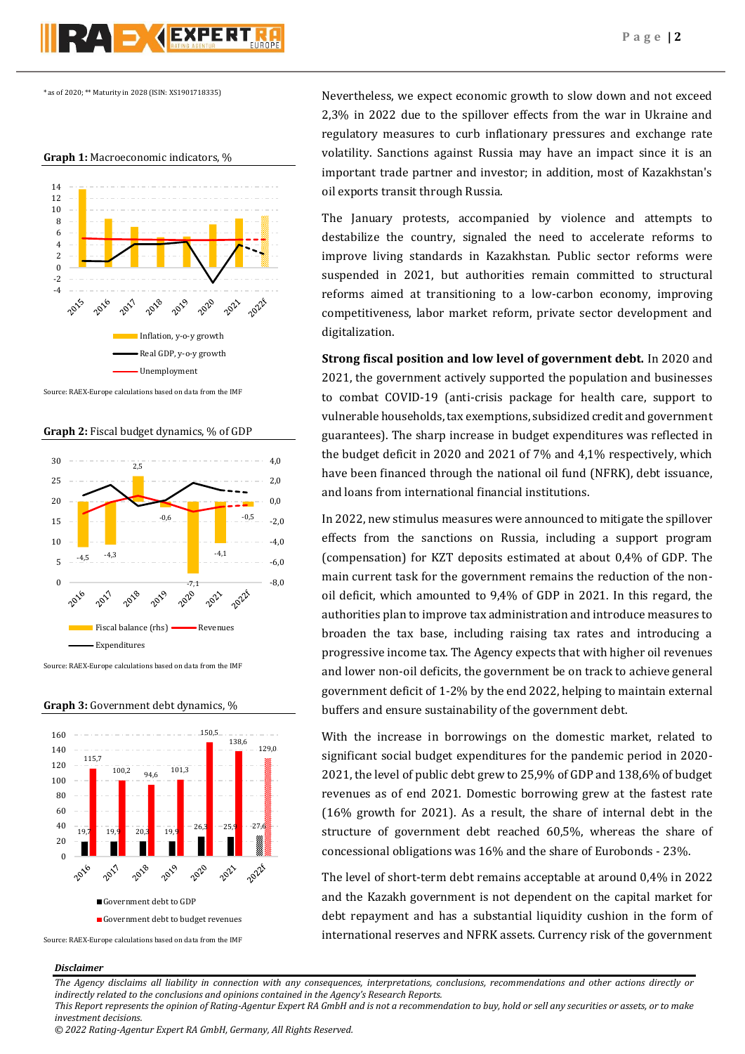* as of 2020; ** Maturity in 2028 (ISIN: XS1901718335)

**Graph 1:** Macroeconomic indicators, %

Inflation, y-o-y growth

Real GDP, y-o-y growth

Unemployment

Source: RAEX-Europe calculations based on data from the IMF

**Graph 2:** Fiscal budget dynamics, % of GDP

Fiscal balance (rhs) | Revenues | Expenditures

Source: RAEX-Europe calculations based on data from the IMF

**Graph 3:** Government debt dynamics, %

Government debt to GDP

Government debt to budget revenues

Source: RAEX-Europe calculations based on data from the IMF

Nevertheless, we expect economic growth to slow down and not exceed 2,3% in 2022 due to the spillover effects from the war in Ukraine and regulatory measures to curb inflationary pressures and exchange rate volatility. Sanctions against Russia may have an impact since it is an important trade partner and investor; in addition, most of Kazakhstan's oil exports transit through Russia.

The January protests, accompanied by violence and attempts to destabilize the country, signaled the need to accelerate reforms to improve living standards in Kazakhstan. Public sector reforms were suspended in 2021, but authorities remain committed to structural reforms aimed at transitioning to a low-carbon economy, improving competitiveness, labor market reform, private sector development and digitalization.

**Strong fiscal position and low level of government debt.** In 2020 and 2021, the government actively supported the population and businesses to combat COVID-19 (anti-crisis package for health care, support to vulnerable households, tax exemptions, subsidized credit and government guarantees). The sharp increase in budget expenditures was reflected in the budget deficit in 2020 and 2021 of 7% and 4,1% respectively, which have been financed through the national oil fund (NFRK), debt issuance, and loans from international financial institutions.

In 2022, new stimulus measures were announced to mitigate the spillover effects from the sanctions on Russia, including a support program (compensation) for KZT deposits estimated at about 0,4% of GDP. The main current task for the government remains the reduction of the non-oil deficit, which amounted to 9,4% of GDP in 2021. In this regard, the authorities plan to improve tax administration and introduce measures to broaden the tax base, including raising tax rates and introducing a progressive income tax. The Agency expects that with higher oil revenues and lower non-oil deficits, the government be on track to achieve general government deficit of 1-2% by the end 2022, helping to maintain external buffers and ensure sustainability of the government debt.

With the increase in borrowings on the domestic market, related to significant social budget expenditures for the pandemic period in 2020-2021, the level of public debt grew to 25,9% of GDP and 138,6% of budget revenues as of end 2021. Domestic borrowing grew at the fastest rate (16% growth for 2021). As a result, the share of internal debt in the structure of government debt reached 60,5%, whereas the share of concessional obligations was 16% and the share of Eurobonds - 23%.

The level of short-term debt remains acceptable at around 0,4% in 2022 and the Kazakh government is not dependent on the capital market for debt repayment and has a substantial liquidity cushion in the form of international reserves and NFRK assets. Currency risk of the government

***Disclaimer***

*The Agency disclaims all liability in connection with any consequences, interpretations, conclusions, recommendations and other actions directly or indirectly related to the conclusions and opinions contained in the Agency's Research Reports.*
*This Report represents the opinion of Rating-Agentur Expert RA GmbH and is not a recommendation to buy, hold or sell any securities or assets, or to make investment decisions.*
*© 2022 Rating-Agentur Expert RA GmbH, Germany, All Rights Reserved.*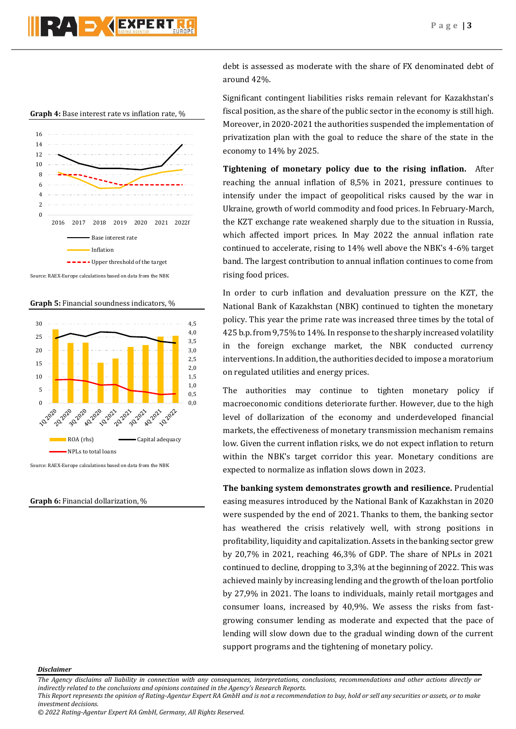**Graph 4:** Base interest rate vs inflation rate, %

Source: RAEX-Europe calculations based on data from the NBK

**Graph 5:** Financial soundness indicators, %

Source: RAEX-Europe calculations based on data from the NBK

**Graph 6:** Financial dollarization, %

debt is assessed as moderate with the share of FX denominated debt of around 42%.

Significant contingent liabilities risks remain relevant for Kazakhstan's fiscal position, as the share of the public sector in the economy is still high. Moreover, in 2020-2021 the authorities suspended the implementation of privatization plan with the goal to reduce the share of the state in the economy to 14% by 2025.

**Tightening of monetary policy due to the rising inflation.** After reaching the annual inflation of 8,5% in 2021, pressure continues to intensify under the impact of geopolitical risks caused by the war in Ukraine, growth of world commodity and food prices. In February-March, the KZT exchange rate weakened sharply due to the situation in Russia, which affected import prices. In May 2022 the annual inflation rate continued to accelerate, rising to 14% well above the NBK's 4-6% target band. The largest contribution to annual inflation continues to come from rising food prices.

In order to curb inflation and devaluation pressure on the KZT, the National Bank of Kazakhstan (NBK) continued to tighten the monetary policy. This year the prime rate was increased three times by the total of 425 b.p. from 9,75% to 14%. In response to the sharply increased volatility in the foreign exchange market, the NBK conducted currency interventions. In addition, the authorities decided to impose a moratorium on regulated utilities and energy prices.

The authorities may continue to tighten monetary policy if macroeconomic conditions deteriorate further. However, due to the high level of dollarization of the economy and underdeveloped financial markets, the effectiveness of monetary transmission mechanism remains low. Given the current inflation risks, we do not expect inflation to return within the NBK's target corridor this year. Monetary conditions are expected to normalize as inflation slows down in 2023.

**The banking system demonstrates growth and resilience.** Prudential easing measures introduced by the National Bank of Kazakhstan in 2020 were suspended by the end of 2021. Thanks to them, the banking sector has weathered the crisis relatively well, with strong positions in profitability, liquidity and capitalization. Assets in the banking sector grew by 20,7% in 2021, reaching 46,3% of GDP. The share of NPLs in 2021 continued to decline, dropping to 3,3% at the beginning of 2022. This was achieved mainly by increasing lending and the growth of the loan portfolio by 27,9% in 2021. The loans to individuals, mainly retail mortgages and consumer loans, increased by 40,9%. We assess the risks from fast-growing consumer lending as moderate and expected that the pace of lending will slow down due to the gradual winding down of the current support programs and the tightening of monetary policy.

*Disclaimer*

*The Agency disclaims all liability in connection with any consequences, interpretations, conclusions, recommendations and other actions directly or indirectly related to the conclusions and opinions contained in the Agency's Research Reports.*
*This Report represents the opinion of Rating-Agentur Expert RA GmbH and is not a recommendation to buy, hold or sell any securities or assets, or to make investment decisions.*
*© 2022 Rating-Agentur Expert RA GmbH, Germany, All Rights Reserved.*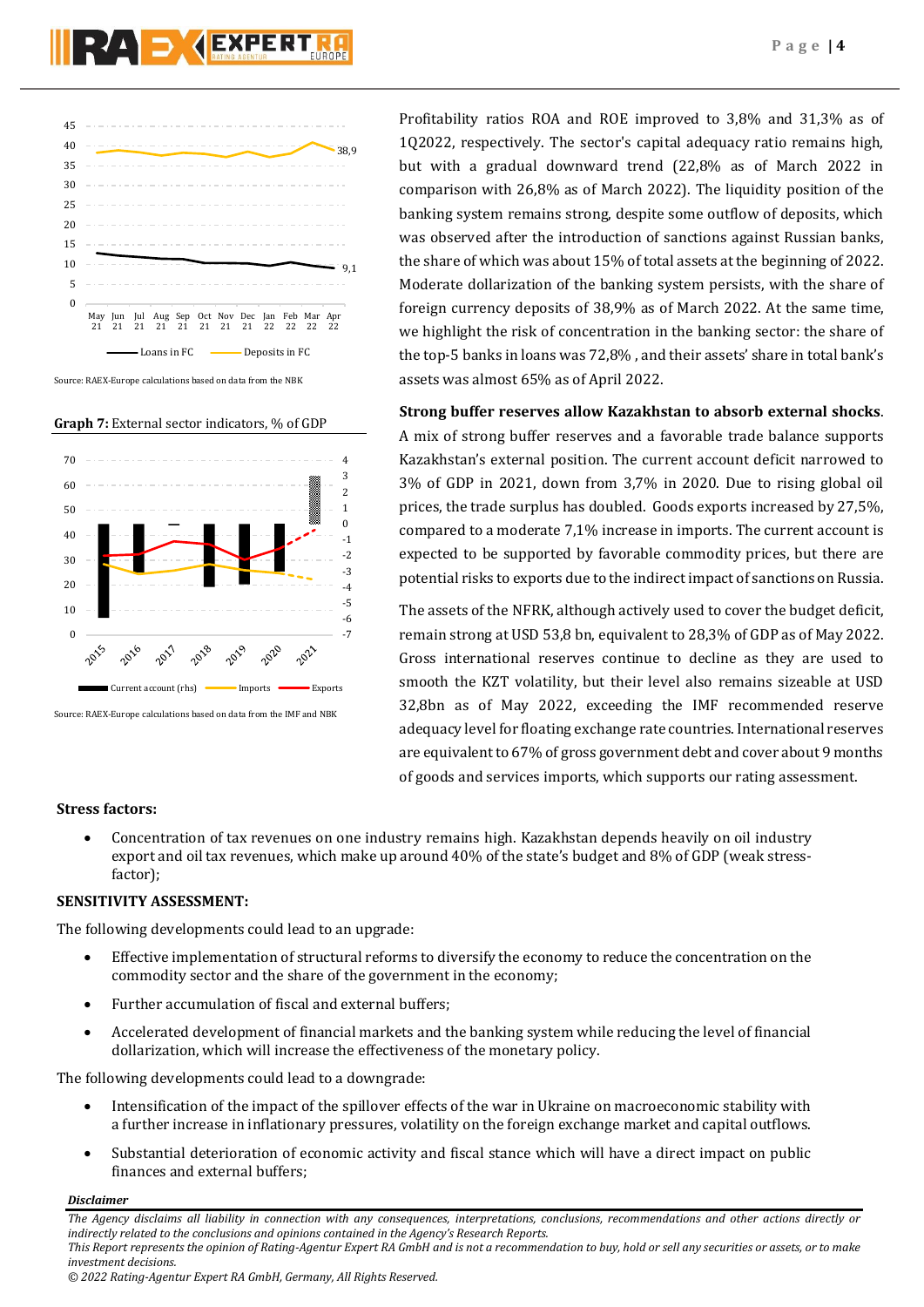Source: RAEX-Europe calculations based on data from the NBK

**Graph 7:** External sector indicators, % of GDP

Source: RAEX-Europe calculations based on data from the IMF and NBK

Profitability ratios ROA and ROE improved to 3,8% and 31,3% as of 1Q2022, respectively. The sector's capital adequacy ratio remains high, but with a gradual downward trend (22,8% as of March 2022 in comparison with 26,8% as of March 2022). The liquidity position of the banking system remains strong, despite some outflow of deposits, which was observed after the introduction of sanctions against Russian banks, the share of which was about 15% of total assets at the beginning of 2022. Moderate dollarization of the banking system persists, with the share of foreign currency deposits of 38,9% as of March 2022. At the same time, we highlight the risk of concentration in the banking sector: the share of the top-5 banks in loans was 72,8% , and their assets' share in total bank's assets was almost 65% as of April 2022.

**Strong buffer reserves allow Kazakhstan to absorb external shocks**. A mix of strong buffer reserves and a favorable trade balance supports Kazakhstan's external position. The current account deficit narrowed to 3% of GDP in 2021, down from 3,7% in 2020. Due to rising global oil prices, the trade surplus has doubled. Goods exports increased by 27,5%, compared to a moderate 7,1% increase in imports. The current account is expected to be supported by favorable commodity prices, but there are potential risks to exports due to the indirect impact of sanctions on Russia.

The assets of the NFRK, although actively used to cover the budget deficit, remain strong at USD 53,8 bn, equivalent to 28,3% of GDP as of May 2022. Gross international reserves continue to decline as they are used to smooth the KZT volatility, but their level also remains sizeable at USD 32,8bn as of May 2022, exceeding the IMF recommended reserve adequacy level for floating exchange rate countries. International reserves are equivalent to 67% of gross government debt and cover about 9 months of goods and services imports, which supports our rating assessment.

**Stress factors:**

- Concentration of tax revenues on one industry remains high. Kazakhstan depends heavily on oil industry export and oil tax revenues, which make up around 40% of the state's budget and 8% of GDP (weak stress-factor);

**SENSITIVITY ASSESSMENT:**

The following developments could lead to an upgrade:

- Effective implementation of structural reforms to diversify the economy to reduce the concentration on the commodity sector and the share of the government in the economy;
- Further accumulation of fiscal and external buffers;
- Accelerated development of financial markets and the banking system while reducing the level of financial dollarization, which will increase the effectiveness of the monetary policy.

The following developments could lead to a downgrade:

- Intensification of the impact of the spillover effects of the war in Ukraine on macroeconomic stability with a further increase in inflationary pressures, volatility on the foreign exchange market and capital outflows.
- Substantial deterioration of economic activity and fiscal stance which will have a direct impact on public finances and external buffers;

***Disclaimer***

*The Agency disclaims all liability in connection with any consequences, interpretations, conclusions, recommendations and other actions directly or indirectly related to the conclusions and opinions contained in the Agency's Research Reports.*
*This Report represents the opinion of Rating-Agentur Expert RA GmbH and is not a recommendation to buy, hold or sell any securities or assets, or to make investment decisions.*
*© 2022 Rating-Agentur Expert RA GmbH, Germany, All Rights Reserved.*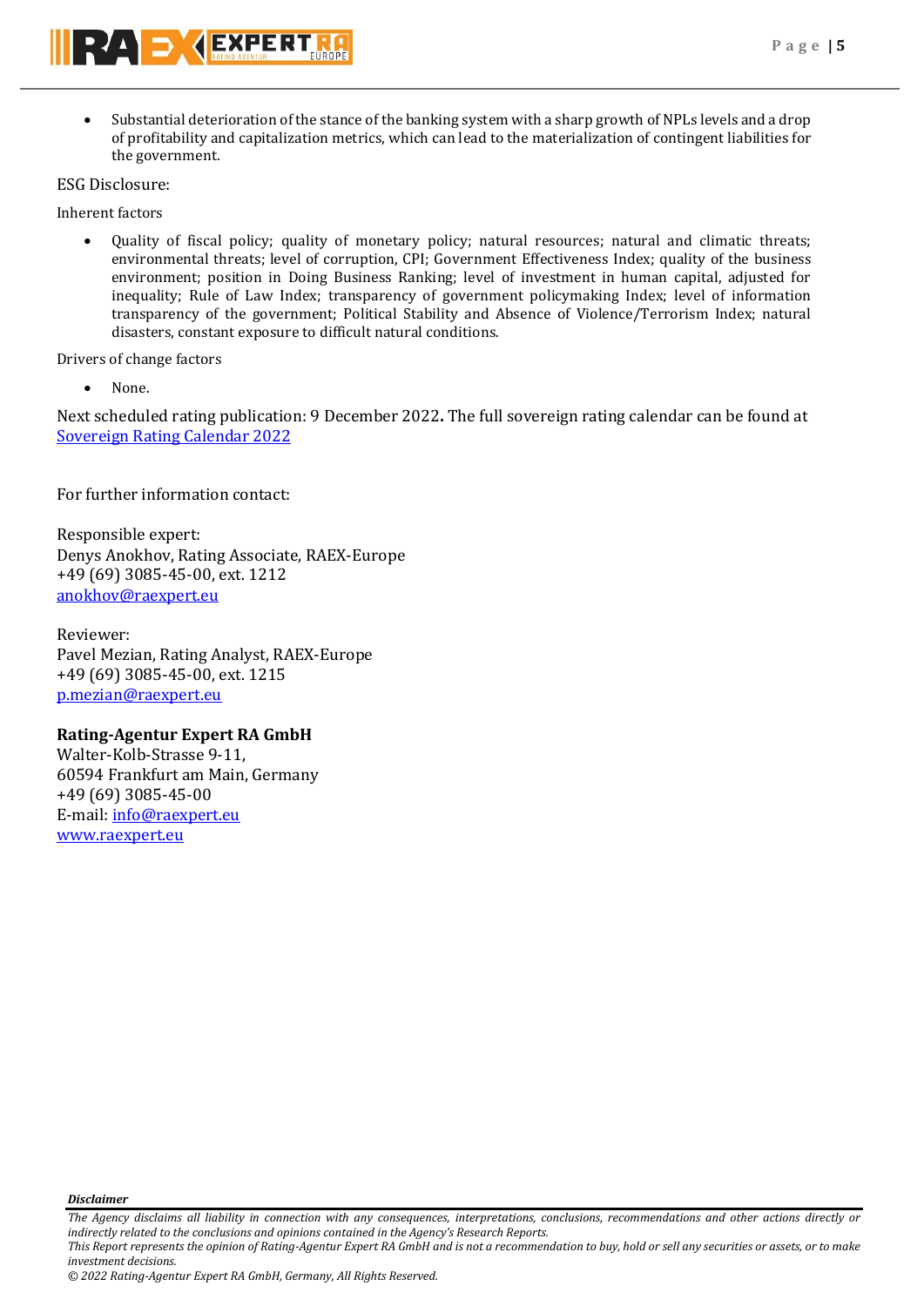- Substantial deterioration of the stance of the banking system with a sharp growth of NPLs levels and a drop of profitability and capitalization metrics, which can lead to the materialization of contingent liabilities for the government.

ESG Disclosure:

Inherent factors

- Quality of fiscal policy; quality of monetary policy; natural resources; natural and climatic threats; environmental threats; level of corruption, CPI; Government Effectiveness Index; quality of the business environment; position in Doing Business Ranking; level of investment in human capital, adjusted for inequality; Rule of Law Index; transparency of government policymaking Index; level of information transparency of the government; Political Stability and Absence of Violence/Terrorism Index; natural disasters, constant exposure to difficult natural conditions.

Drivers of change factors

- None.

Next scheduled rating publication: 9 December 2022**.** The full sovereign rating calendar can be found at [Sovereign Rating Calendar 2022]

For further information contact:

Responsible expert:
Denys Anokhov, Rating Associate, RAEX-Europe
+49 (69) 3085-45-00, ext. 1212
anokhov@raexpert.eu

Reviewer:
Pavel Mezian, Rating Analyst, RAEX-Europe
+49 (69) 3085-45-00, ext. 1215
p.mezian@raexpert.eu

**Rating-Agentur Expert RA GmbH**
Walter-Kolb-Strasse 9-11,
60594 Frankfurt am Main, Germany
+49 (69) 3085-45-00
E-mail: info@raexpert.eu
www.raexpert.eu

***Disclaimer***

*The Agency disclaims all liability in connection with any consequences, interpretations, conclusions, recommendations and other actions directly or indirectly related to the conclusions and opinions contained in the Agency's Research Reports.*
*This Report represents the opinion of Rating-Agentur Expert RA GmbH and is not a recommendation to buy, hold or sell any securities or assets, or to make investment decisions.*
*© 2022 Rating-Agentur Expert RA GmbH, Germany, All Rights Reserved.*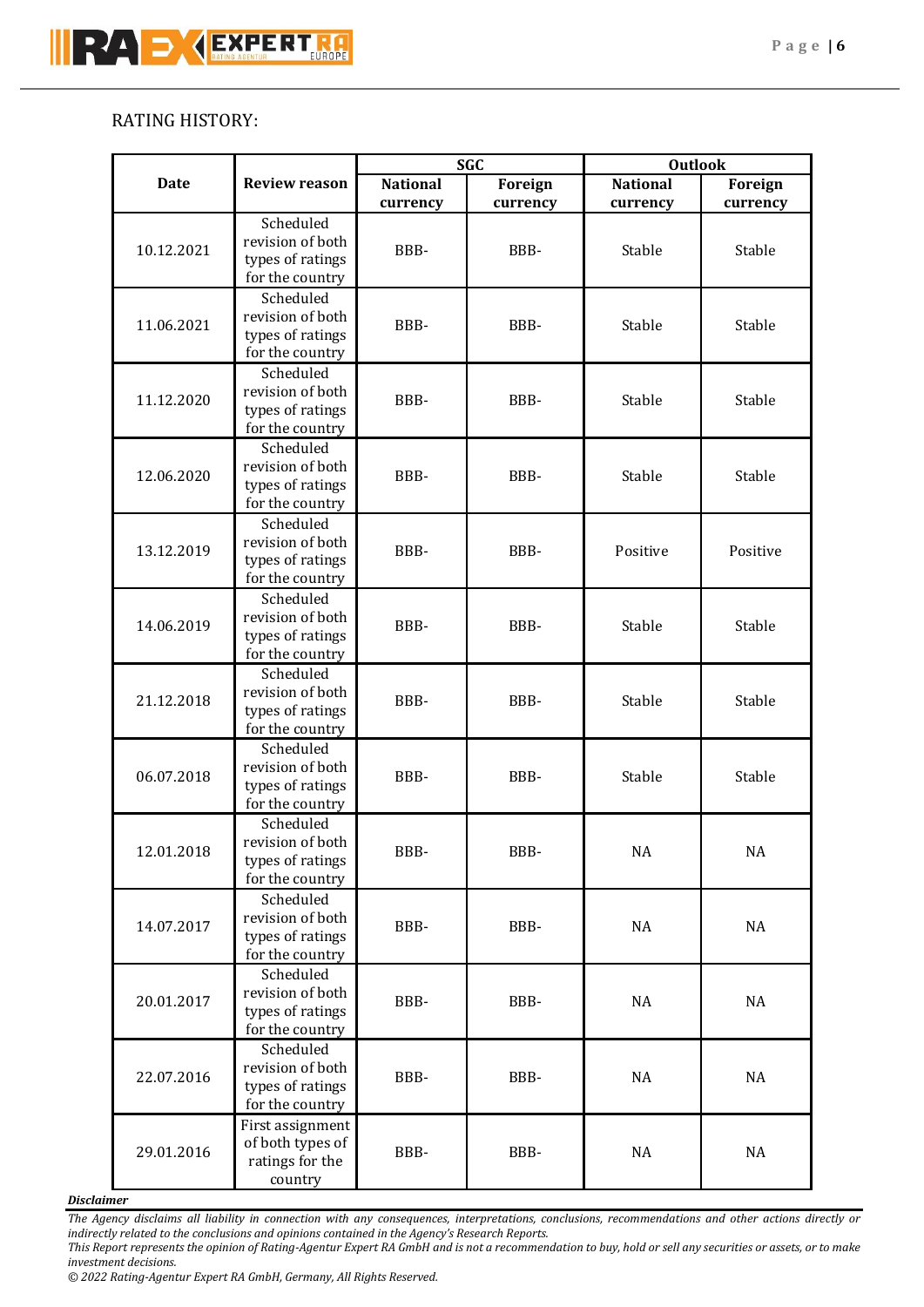RATING HISTORY:

| Date | Review reason | SGC | | Outlook | |
|---|---|---|---|---|---|
| | | National currency | Foreign currency | National currency | Foreign currency |
| 10.12.2021 | Scheduled revision of both types of ratings for the country | BBB- | BBB- | Stable | Stable |
| 11.06.2021 | Scheduled revision of both types of ratings for the country | BBB- | BBB- | Stable | Stable |
| 11.12.2020 | Scheduled revision of both types of ratings for the country | BBB- | BBB- | Stable | Stable |
| 12.06.2020 | Scheduled revision of both types of ratings for the country | BBB- | BBB- | Stable | Stable |
| 13.12.2019 | Scheduled revision of both types of ratings for the country | BBB- | BBB- | Positive | Positive |
| 14.06.2019 | Scheduled revision of both types of ratings for the country | BBB- | BBB- | Stable | Stable |
| 21.12.2018 | Scheduled revision of both types of ratings for the country | BBB- | BBB- | Stable | Stable |
| 06.07.2018 | Scheduled revision of both types of ratings for the country | BBB- | BBB- | Stable | Stable |
| 12.01.2018 | Scheduled revision of both types of ratings for the country | BBB- | BBB- | NA | NA |
| 14.07.2017 | Scheduled revision of both types of ratings for the country | BBB- | BBB- | NA | NA |
| 20.01.2017 | Scheduled revision of both types of ratings for the country | BBB- | BBB- | NA | NA |
| 22.07.2016 | Scheduled revision of both types of ratings for the country | BBB- | BBB- | NA | NA |
| 29.01.2016 | First assignment of both types of ratings for the country | BBB- | BBB- | NA | NA |

***Disclaimer***

*The Agency disclaims all liability in connection with any consequences, interpretations, conclusions, recommendations and other actions directly or indirectly related to the conclusions and opinions contained in the Agency's Research Reports.*

*This Report represents the opinion of Rating-Agentur Expert RA GmbH and is not a recommendation to buy, hold or sell any securities or assets, or to make investment decisions.*

*© 2022 Rating-Agentur Expert RA GmbH, Germany, All Rights Reserved.*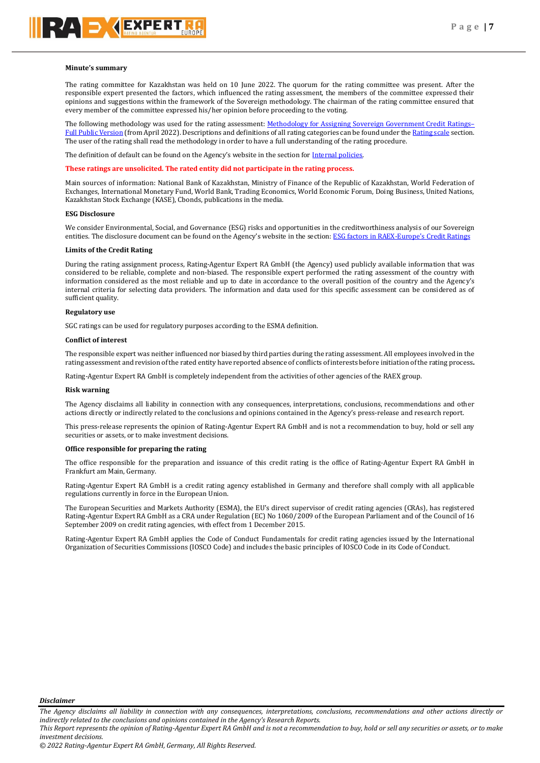**Minute's summary**

The rating committee for Kazakhstan was held on 10 June 2022. The quorum for the rating committee was present. After the responsible expert presented the factors, which influenced the rating assessment, the members of the committee expressed their opinions and suggestions within the framework of the Sovereign methodology. The chairman of the rating committee ensured that every member of the committee expressed his/her opinion before proceeding to the voting.

The following methodology was used for the rating assessment: Methodology for Assigning Sovereign Government Credit Ratings– Full Public Version (from April 2022). Descriptions and definitions of all rating categories can be found under the Rating scale section. The user of the rating shall read the methodology in order to have a full understanding of the rating procedure.

The definition of default can be found on the Agency's website in the section for Internal policies.

**These ratings are unsolicited. The rated entity did not participate in the rating process.**

Main sources of information: National Bank of Kazakhstan, Ministry of Finance of the Republic of Kazakhstan, World Federation of Exchanges, International Monetary Fund, World Bank, Trading Economics, World Economic Forum, Doing Business, United Nations, Kazakhstan Stock Exchange (KASE), Cbonds, publications in the media.

**ESG Disclosure**

We consider Environmental, Social, and Governance (ESG) risks and opportunities in the creditworthiness analysis of our Sovereign entities. The disclosure document can be found on the Agency's website in the section: ESG factors in RAEX-Europe's Credit Ratings

**Limits of the Credit Rating**

During the rating assignment process, Rating-Agentur Expert RA GmbH (the Agency) used publicly available information that was considered to be reliable, complete and non-biased. The responsible expert performed the rating assessment of the country with information considered as the most reliable and up to date in accordance to the overall position of the country and the Agency's internal criteria for selecting data providers. The information and data used for this specific assessment can be considered as of sufficient quality.

**Regulatory use**

SGC ratings can be used for regulatory purposes according to the ESMA definition.

**Conflict of interest**

The responsible expert was neither influenced nor biased by third parties during the rating assessment. All employees involved in the rating assessment and revision of the rated entity have reported absence of conflicts of interests before initiation of the rating process.

Rating-Agentur Expert RA GmbH is completely independent from the activities of other agencies of the RAEX group.

**Risk warning**

The Agency disclaims all liability in connection with any consequences, interpretations, conclusions, recommendations and other actions directly or indirectly related to the conclusions and opinions contained in the Agency's press-release and research report.

This press-release represents the opinion of Rating-Agentur Expert RA GmbH and is not a recommendation to buy, hold or sell any securities or assets, or to make investment decisions.

**Office responsible for preparing the rating**

The office responsible for the preparation and issuance of this credit rating is the office of Rating-Agentur Expert RA GmbH in Frankfurt am Main, Germany.

Rating-Agentur Expert RA GmbH is a credit rating agency established in Germany and therefore shall comply with all applicable regulations currently in force in the European Union.

The European Securities and Markets Authority (ESMA), the EU's direct supervisor of credit rating agencies (CRAs), has registered Rating-Agentur Expert RA GmbH as a CRA under Regulation (EC) No 1060/2009 of the European Parliament and of the Council of 16 September 2009 on credit rating agencies, with effect from 1 December 2015.

Rating-Agentur Expert RA GmbH applies the Code of Conduct Fundamentals for credit rating agencies issued by the International Organization of Securities Commissions (IOSCO Code) and includes the basic principles of IOSCO Code in its Code of Conduct.

***Disclaimer***

*The Agency disclaims all liability in connection with any consequences, interpretations, conclusions, recommendations and other actions directly or indirectly related to the conclusions and opinions contained in the Agency's Research Reports.*

*This Report represents the opinion of Rating-Agentur Expert RA GmbH and is not a recommendation to buy, hold or sell any securities or assets, or to make investment decisions.*

*© 2022 Rating-Agentur Expert RA GmbH, Germany, All Rights Reserved.*